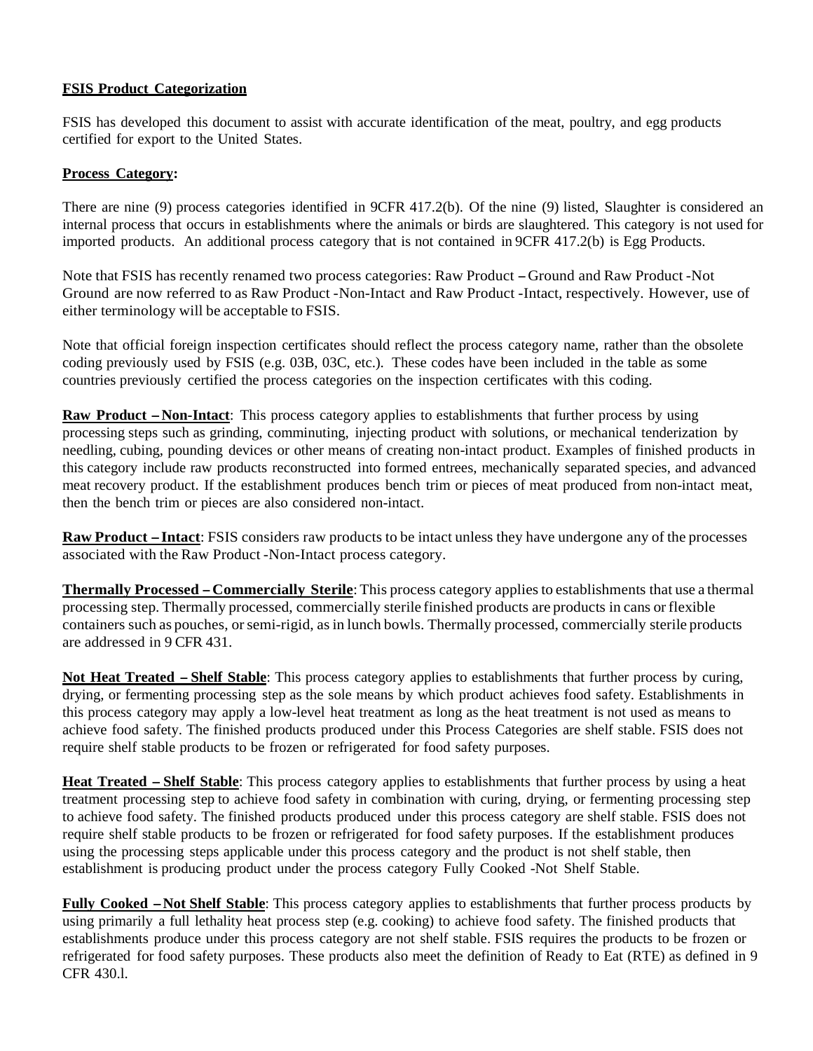**FSIS Product Categorization**

FSIS has developed this document to assist with accurate identification of the meat, poultry, and egg products certified for export to the United States.

**Process Category:**

There are nine (9) process categories identified in 9CFR 417.2(b). Of the nine (9) listed, Slaughter is considered an internal process that occurs in establishments where the animals or birds are slaughtered. This category is not used for imported products. An additional process category that is not contained in 9CFR 417.2(b) is Egg Products.

Note that FSIS has recently renamed two process categories: Raw Product – Ground and Raw Product -Not Ground are now referred to as Raw Product -Non-Intact and Raw Product -Intact, respectively. However, use of either terminology will be acceptable to FSIS.

Note that official foreign inspection certificates should reflect the process category name, rather than the obsolete coding previously used by FSIS (e.g. 03B, 03C, etc.). These codes have been included in the table as some countries previously certified the process categories on the inspection certificates with this coding.

**Raw Product – Non-Intact**: This process category applies to establishments that further process by using processing steps such as grinding, comminuting, injecting product with solutions, or mechanical tenderization by needling, cubing, pounding devices or other means of creating non-intact product. Examples of finished products in this category include raw products reconstructed into formed entrees, mechanically separated species, and advanced meat recovery product. If the establishment produces bench trim or pieces of meat produced from non-intact meat, then the bench trim or pieces are also considered non-intact.

**Raw Product – Intact**: FSIS considers raw products to be intact unless they have undergone any of the processes associated with the Raw Product -Non-Intact process category.

**Thermally Processed – Commercially Sterile**: This process category applies to establishments that use a thermal processing step. Thermally processed, commercially sterile finished products are products in cans or flexible containers such as pouches, or semi-rigid, as in lunch bowls. Thermally processed, commercially sterile products are addressed in 9 CFR 431.

**Not Heat Treated – Shelf Stable**: This process category applies to establishments that further process by curing, drying, or fermenting processing step as the sole means by which product achieves food safety. Establishments in this process category may apply a low-level heat treatment as long as the heat treatment is not used as means to achieve food safety. The finished products produced under this Process Categories are shelf stable. FSIS does not require shelf stable products to be frozen or refrigerated for food safety purposes.

**Heat Treated – Shelf Stable**: This process category applies to establishments that further process by using a heat treatment processing step to achieve food safety in combination with curing, drying, or fermenting processing step to achieve food safety. The finished products produced under this process category are shelf stable. FSIS does not require shelf stable products to be frozen or refrigerated for food safety purposes. If the establishment produces using the processing steps applicable under this process category and the product is not shelf stable, then establishment is producing product under the process category Fully Cooked -Not Shelf Stable.

**Fully Cooked – Not Shelf Stable**: This process category applies to establishments that further process products by using primarily a full lethality heat process step (e.g. cooking) to achieve food safety. The finished products that establishments produce under this process category are not shelf stable. FSIS requires the products to be frozen or refrigerated for food safety purposes. These products also meet the definition of Ready to Eat (RTE) as defined in 9 CFR 430.l.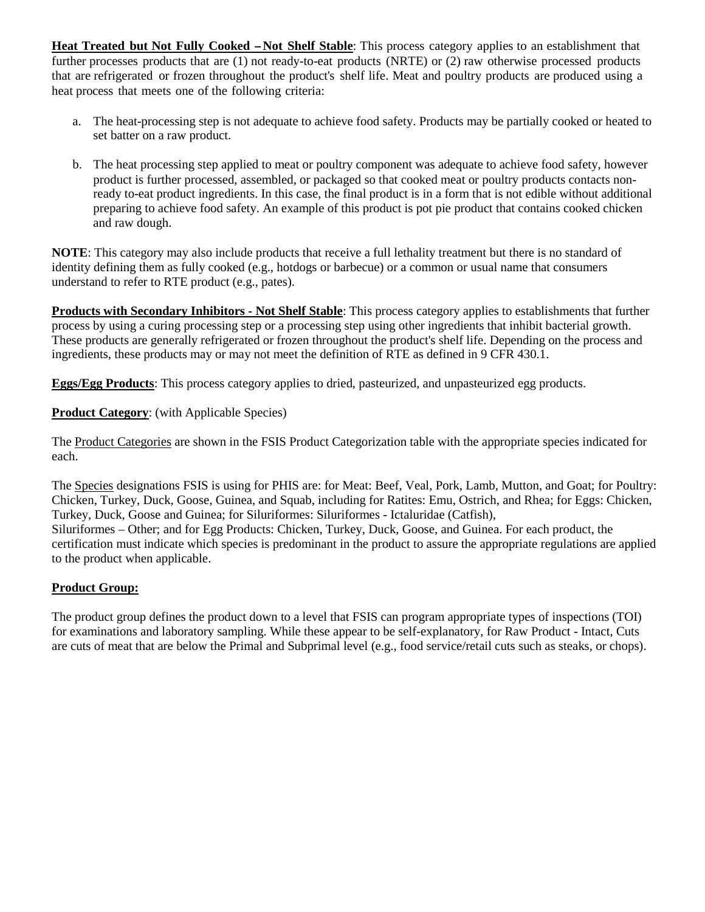**Heat Treated but Not Fully Cooked – Not Shelf Stable**: This process category applies to an establishment that further processes products that are (1) not ready-to-eat products (NRTE) or (2) raw otherwise processed products that are refrigerated or frozen throughout the product's shelf life. Meat and poultry products are produced using a heat process that meets one of the following criteria:

a. The heat-processing step is not adequate to achieve food safety. Products may be partially cooked or heated to set batter on a raw product.

b. The heat processing step applied to meat or poultry component was adequate to achieve food safety, however product is further processed, assembled, or packaged so that cooked meat or poultry products contacts non-ready to-eat product ingredients. In this case, the final product is in a form that is not edible without additional preparing to achieve food safety. An example of this product is pot pie product that contains cooked chicken and raw dough.

**NOTE**: This category may also include products that receive a full lethality treatment but there is no standard of identity defining them as fully cooked (e.g., hotdogs or barbecue) or a common or usual name that consumers understand to refer to RTE product (e.g., pates).

**Products with Secondary Inhibitors - Not Shelf Stable**: This process category applies to establishments that further process by using a curing processing step or a processing step using other ingredients that inhibit bacterial growth. These products are generally refrigerated or frozen throughout the product's shelf life. Depending on the process and ingredients, these products may or may not meet the definition of RTE as defined in 9 CFR 430.1.

**Eggs/Egg Products**: This process category applies to dried, pasteurized, and unpasteurized egg products.

**Product Category**: (with Applicable Species)

The Product Categories are shown in the FSIS Product Categorization table with the appropriate species indicated for each.

The Species designations FSIS is using for PHIS are: for Meat: Beef, Veal, Pork, Lamb, Mutton, and Goat; for Poultry: Chicken, Turkey, Duck, Goose, Guinea, and Squab, including for Ratites: Emu, Ostrich, and Rhea; for Eggs: Chicken, Turkey, Duck, Goose and Guinea; for Siluriformes: Siluriformes - Ictaluridae (Catfish), Siluriformes – Other; and for Egg Products: Chicken, Turkey, Duck, Goose, and Guinea. For each product, the certification must indicate which species is predominant in the product to assure the appropriate regulations are applied to the product when applicable.

**Product Group:**

The product group defines the product down to a level that FSIS can program appropriate types of inspections (TOI) for examinations and laboratory sampling. While these appear to be self-explanatory, for Raw Product - Intact, Cuts are cuts of meat that are below the Primal and Subprimal level (e.g., food service/retail cuts such as steaks, or chops).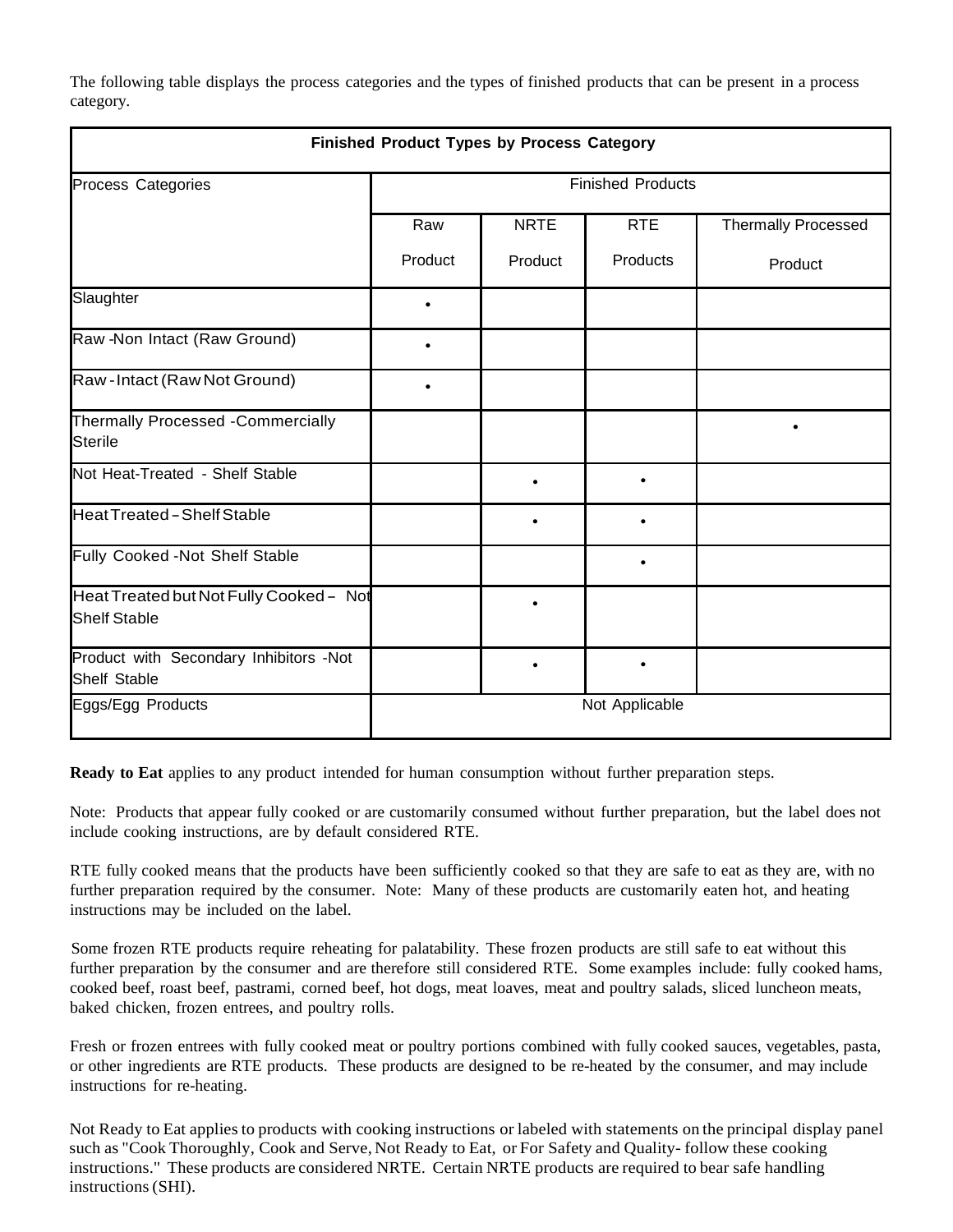The following table displays the process categories and the types of finished products that can be present in a process category.

| Finished Product Types by Process Category | | | | |
|---|---|---|---|---|
| Process Categories | Finished Products | | | |
| | Raw Product | NRTE Product | RTE Products | Thermally Processed Product |
| Slaughter | • | | | |
| Raw -Non Intact (Raw Ground) | • | | | |
| Raw - Intact (Raw Not Ground) | • | | | |
| Thermally Processed -Commercially Sterile | | | | • |
| Not Heat-Treated - Shelf Stable | | • | • | |
| Heat Treated – Shelf Stable | | • | • | |
| Fully Cooked -Not Shelf Stable | | | • | |
| Heat Treated but Not Fully Cooked – Not Shelf Stable | | • | | |
| Product with Secondary Inhibitors -Not Shelf Stable | | • | • | |
| Eggs/Egg Products | Not Applicable | | | |

**Ready to Eat** applies to any product intended for human consumption without further preparation steps.

Note: Products that appear fully cooked or are customarily consumed without further preparation, but the label does not include cooking instructions, are by default considered RTE.

RTE fully cooked means that the products have been sufficiently cooked so that they are safe to eat as they are, with no further preparation required by the consumer. Note: Many of these products are customarily eaten hot, and heating instructions may be included on the label.

Some frozen RTE products require reheating for palatability. These frozen products are still safe to eat without this further preparation by the consumer and are therefore still considered RTE. Some examples include: fully cooked hams, cooked beef, roast beef, pastrami, corned beef, hot dogs, meat loaves, meat and poultry salads, sliced luncheon meats, baked chicken, frozen entrees, and poultry rolls.

Fresh or frozen entrees with fully cooked meat or poultry portions combined with fully cooked sauces, vegetables, pasta, or other ingredients are RTE products. These products are designed to be re-heated by the consumer, and may include instructions for re-heating.

Not Ready to Eat applies to products with cooking instructions or labeled with statements on the principal display panel such as "Cook Thoroughly, Cook and Serve, Not Ready to Eat, or For Safety and Quality- follow these cooking instructions." These products are considered NRTE. Certain NRTE products are required to bear safe handling instructions (SHI).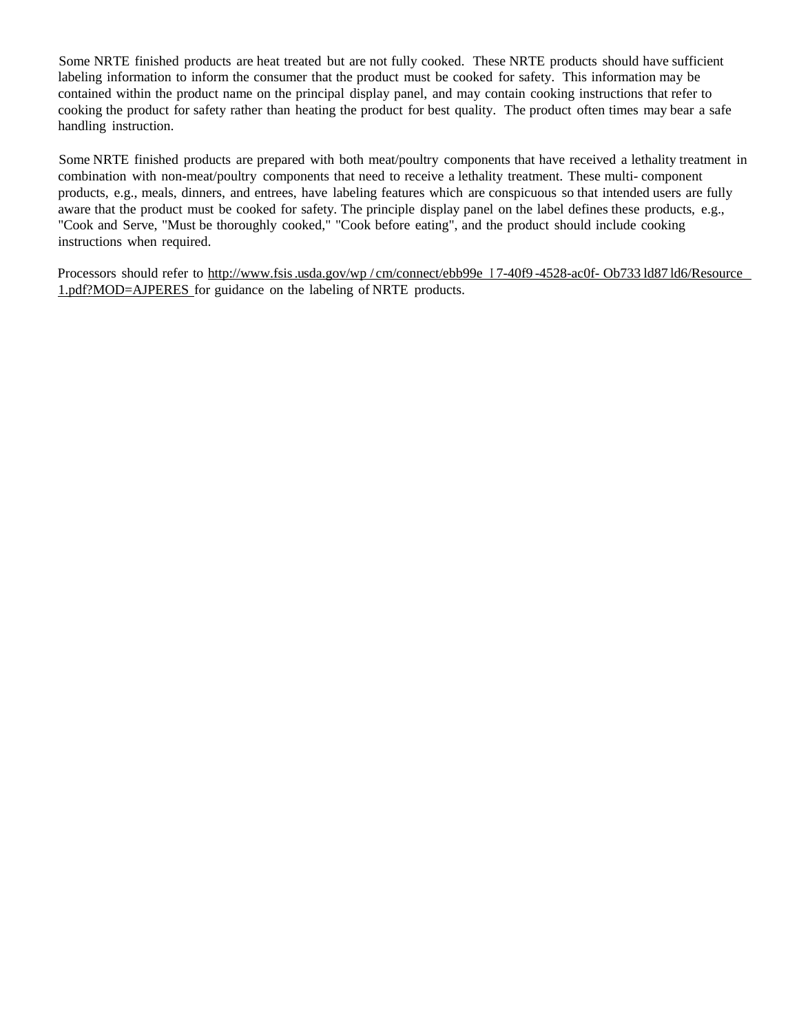Some NRTE finished products are heat treated but are not fully cooked. These NRTE products should have sufficient labeling information to inform the consumer that the product must be cooked for safety. This information may be contained within the product name on the principal display panel, and may contain cooking instructions that refer to cooking the product for safety rather than heating the product for best quality. The product often times may bear a safe handling instruction.

Some NRTE finished products are prepared with both meat/poultry components that have received a lethality treatment in combination with non-meat/poultry components that need to receive a lethality treatment. These multi- component products, e.g., meals, dinners, and entrees, have labeling features which are conspicuous so that intended users are fully aware that the product must be cooked for safety. The principle display panel on the label defines these products, e.g., "Cook and Serve, "Must be thoroughly cooked," "Cook before eating", and the product should include cooking instructions when required.

Processors should refer to http://www.fsis.usda.gov/wp /cm/connect/ebb99e l 7-40f9 -4528-ac0f- Ob733 ld87 ld6/Resource 1.pdf?MOD=AJPERES for guidance on the labeling of NRTE products.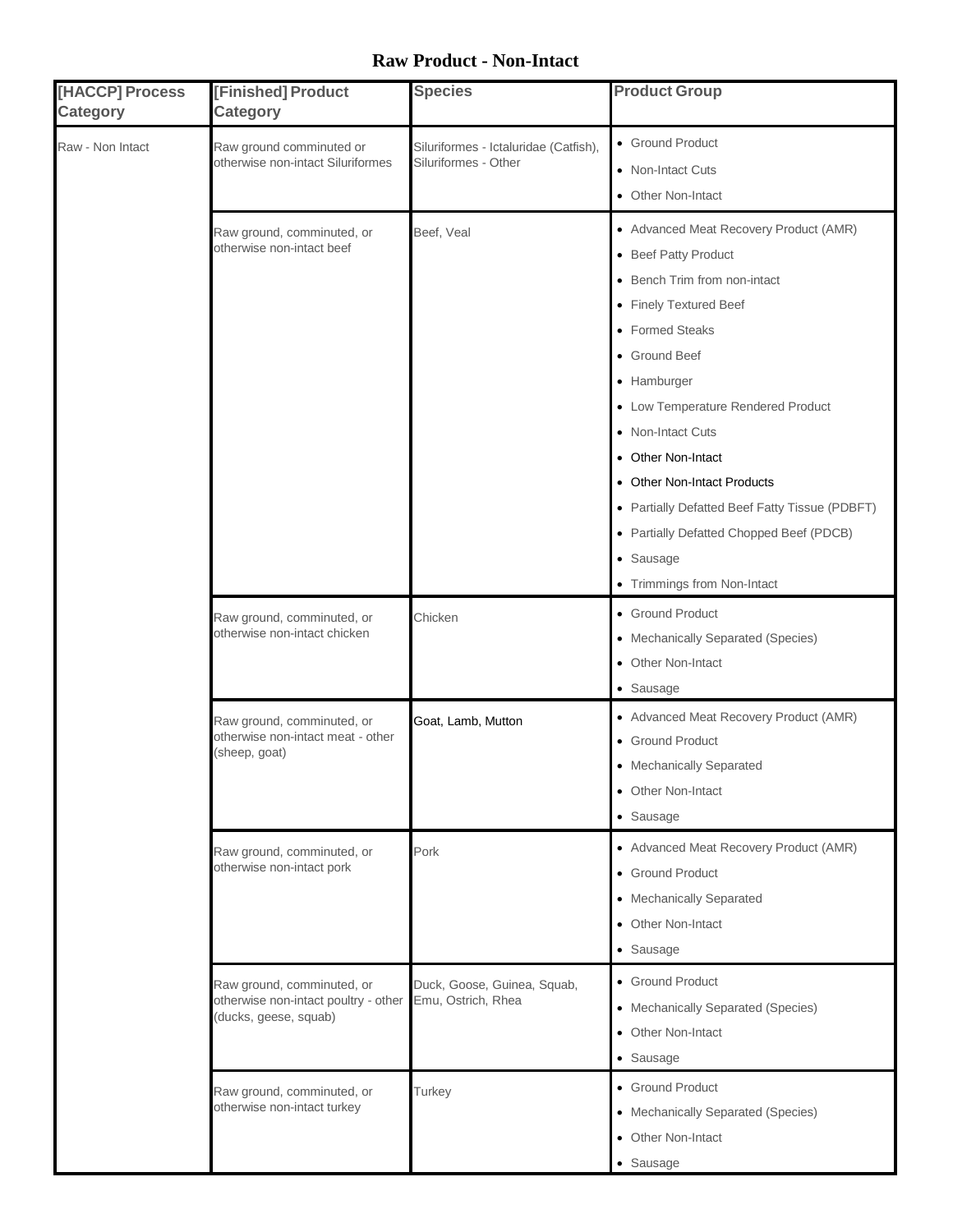# Raw Product - Non-Intact

| [HACCP] Process Category | [Finished] Product Category | Species | Product Group |
|---|---|---|---|
| Raw - Non Intact | Raw ground comminuted or otherwise non-intact Siluriformes | Siluriformes - Ictaluridae (Catfish), Siluriformes - Other | • Ground Product<br>• Non-Intact Cuts<br>• Other Non-Intact |
| | Raw ground, comminuted, or otherwise non-intact beef | Beef, Veal | • Advanced Meat Recovery Product (AMR)<br>• Beef Patty Product<br>• Bench Trim from non-intact<br>• Finely Textured Beef<br>• Formed Steaks<br>• Ground Beef<br>• Hamburger<br>• Low Temperature Rendered Product<br>• Non-Intact Cuts<br>• Other Non-Intact<br>• Other Non-Intact Products<br>• Partially Defatted Beef Fatty Tissue (PDBFT)<br>• Partially Defatted Chopped Beef (PDCB)<br>• Sausage<br>• Trimmings from Non-Intact |
| | Raw ground, comminuted, or otherwise non-intact chicken | Chicken | • Ground Product<br>• Mechanically Separated (Species)<br>• Other Non-Intact<br>• Sausage |
| | Raw ground, comminuted, or otherwise non-intact meat - other (sheep, goat) | Goat, Lamb, Mutton | • Advanced Meat Recovery Product (AMR)<br>• Ground Product<br>• Mechanically Separated<br>• Other Non-Intact<br>• Sausage |
| | Raw ground, comminuted, or otherwise non-intact pork | Pork | • Advanced Meat Recovery Product (AMR)<br>• Ground Product<br>• Mechanically Separated<br>• Other Non-Intact<br>• Sausage |
| | Raw ground, comminuted, or otherwise non-intact poultry - other (ducks, geese, squab) | Duck, Goose, Guinea, Squab, Emu, Ostrich, Rhea | • Ground Product<br>• Mechanically Separated (Species)<br>• Other Non-Intact<br>• Sausage |
| | Raw ground, comminuted, or otherwise non-intact turkey | Turkey | • Ground Product<br>• Mechanically Separated (Species)<br>• Other Non-Intact<br>• Sausage |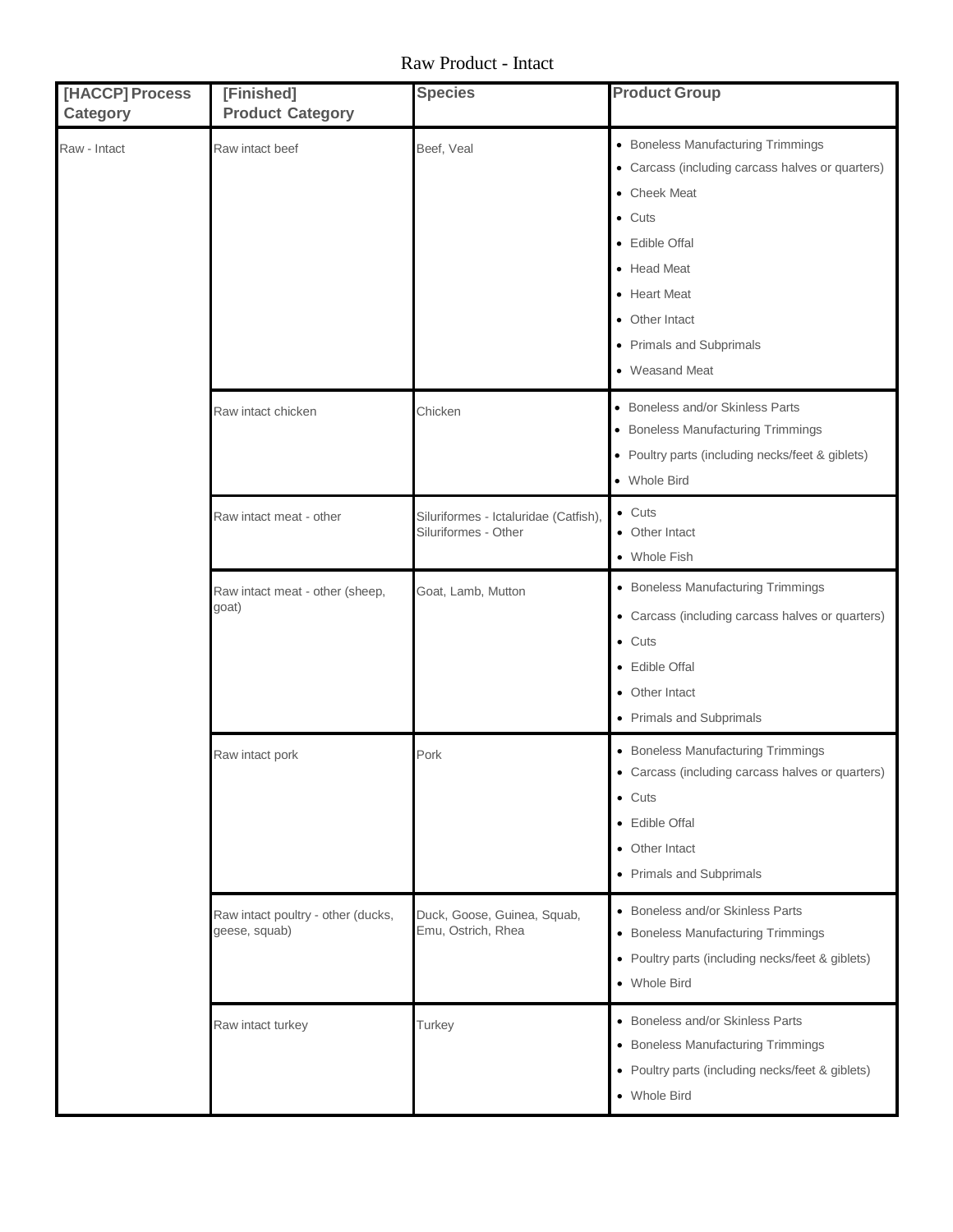Raw Product - Intact

| [HACCP] Process Category | [Finished] Product Category | Species | Product Group |
|---|---|---|---|
| Raw - Intact | Raw intact beef | Beef, Veal | • Boneless Manufacturing Trimmings<br>• Carcass (including carcass halves or quarters)<br>• Cheek Meat<br>• Cuts<br>• Edible Offal<br>• Head Meat<br>• Heart Meat<br>• Other Intact<br>• Primals and Subprimals<br>• Weasand Meat |
| | Raw intact chicken | Chicken | • Boneless and/or Skinless Parts<br>• Boneless Manufacturing Trimmings<br>• Poultry parts (including necks/feet & giblets)<br>• Whole Bird |
| | Raw intact meat - other | Siluriformes - Ictaluridae (Catfish), Siluriformes - Other | • Cuts<br>• Other Intact<br>• Whole Fish |
| | Raw intact meat - other (sheep, goat) | Goat, Lamb, Mutton | • Boneless Manufacturing Trimmings<br>• Carcass (including carcass halves or quarters)<br>• Cuts<br>• Edible Offal<br>• Other Intact<br>• Primals and Subprimals |
| | Raw intact pork | Pork | • Boneless Manufacturing Trimmings<br>• Carcass (including carcass halves or quarters)<br>• Cuts<br>• Edible Offal<br>• Other Intact<br>• Primals and Subprimals |
| | Raw intact poultry - other (ducks, geese, squab) | Duck, Goose, Guinea, Squab, Emu, Ostrich, Rhea | • Boneless and/or Skinless Parts<br>• Boneless Manufacturing Trimmings<br>• Poultry parts (including necks/feet & giblets)<br>• Whole Bird |
| | Raw intact turkey | Turkey | • Boneless and/or Skinless Parts<br>• Boneless Manufacturing Trimmings<br>• Poultry parts (including necks/feet & giblets)<br>• Whole Bird |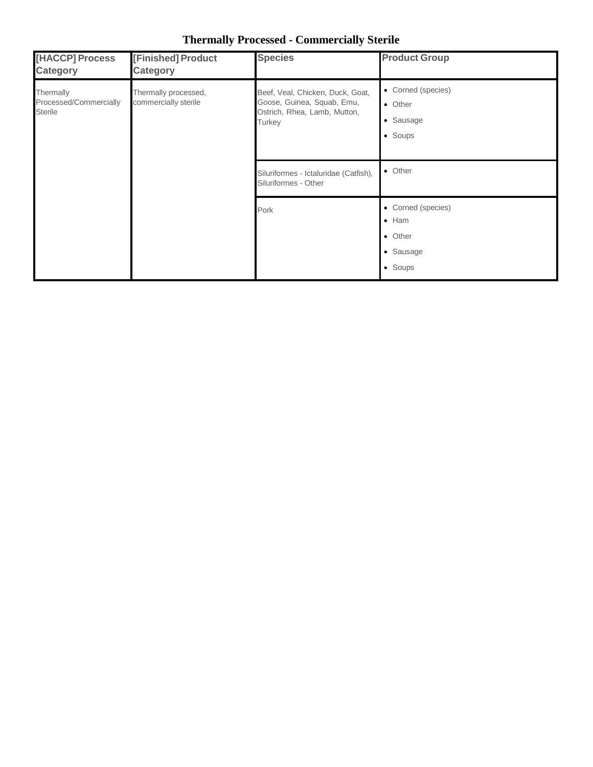# Thermally Processed - Commercially Sterile

| [HACCP] Process Category | [Finished] Product Category | Species | Product Group |
|---|---|---|---|
| Thermally Processed/Commercially Sterile | Thermally processed, commercially sterile | Beef, Veal, Chicken, Duck, Goat, Goose, Guinea, Squab, Emu, Ostrich, Rhea, Lamb, Mutton, Turkey | • Corned (species)<br>• Other<br>• Sausage<br>• Soups |
| | | Siluriformes - Ictaluridae (Catfish), Siluriformes - Other | • Other |
| | | Pork | • Corned (species)<br>• Ham<br>• Other<br>• Sausage<br>• Soups |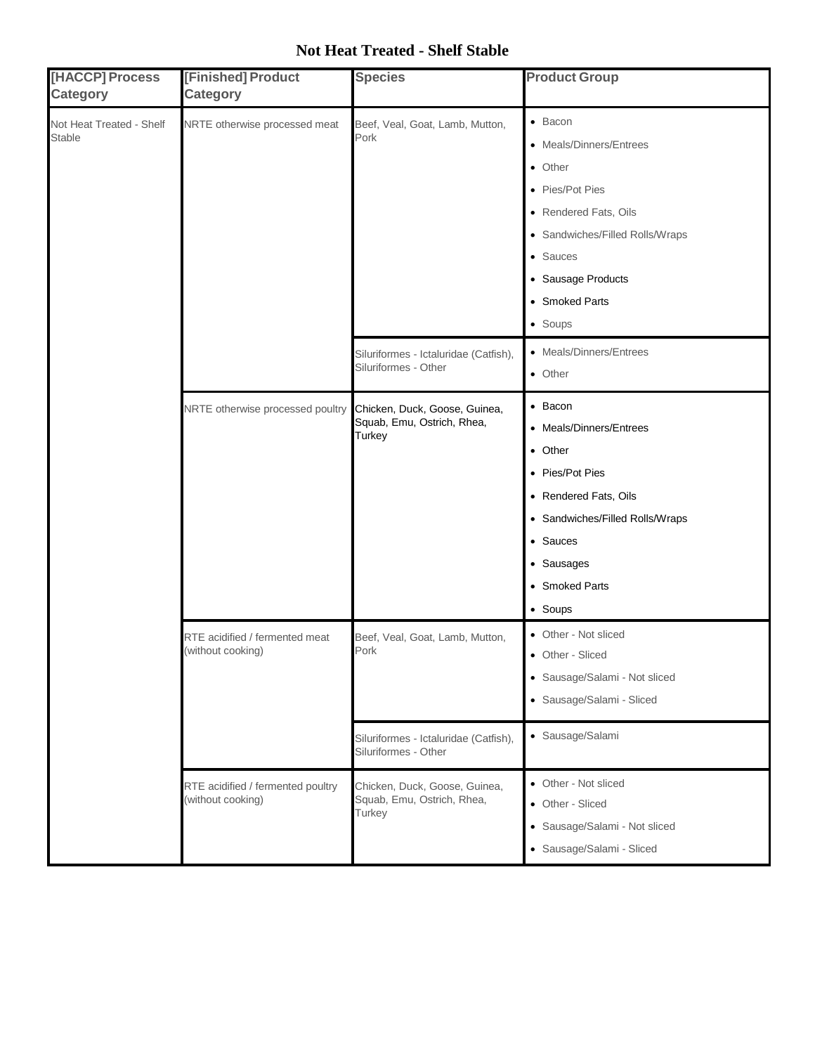# Not Heat Treated - Shelf Stable

| [HACCP] Process Category | [Finished] Product Category | Species | Product Group |
|---|---|---|---|
| Not Heat Treated - Shelf Stable | NRTE otherwise processed meat | Beef, Veal, Goat, Lamb, Mutton, Pork | • Bacon<br>• Meals/Dinners/Entrees<br>• Other<br>• Pies/Pot Pies<br>• Rendered Fats, Oils<br>• Sandwiches/Filled Rolls/Wraps<br>• Sauces<br>• Sausage Products<br>• Smoked Parts<br>• Soups |
| | | Siluriformes - Ictaluridae (Catfish), Siluriformes - Other | • Meals/Dinners/Entrees<br>• Other |
| | NRTE otherwise processed poultry | Chicken, Duck, Goose, Guinea, Squab, Emu, Ostrich, Rhea, Turkey | • Bacon<br>• Meals/Dinners/Entrees<br>• Other<br>• Pies/Pot Pies<br>• Rendered Fats, Oils<br>• Sandwiches/Filled Rolls/Wraps<br>• Sauces<br>• Sausages<br>• Smoked Parts<br>• Soups |
| | RTE acidified / fermented meat (without cooking) | Beef, Veal, Goat, Lamb, Mutton, Pork | • Other - Not sliced<br>• Other - Sliced<br>• Sausage/Salami - Not sliced<br>• Sausage/Salami - Sliced |
| | | Siluriformes - Ictaluridae (Catfish), Siluriformes - Other | • Sausage/Salami |
| | RTE acidified / fermented poultry (without cooking) | Chicken, Duck, Goose, Guinea, Squab, Emu, Ostrich, Rhea, Turkey | • Other - Not sliced<br>• Other - Sliced<br>• Sausage/Salami - Not sliced<br>• Sausage/Salami - Sliced |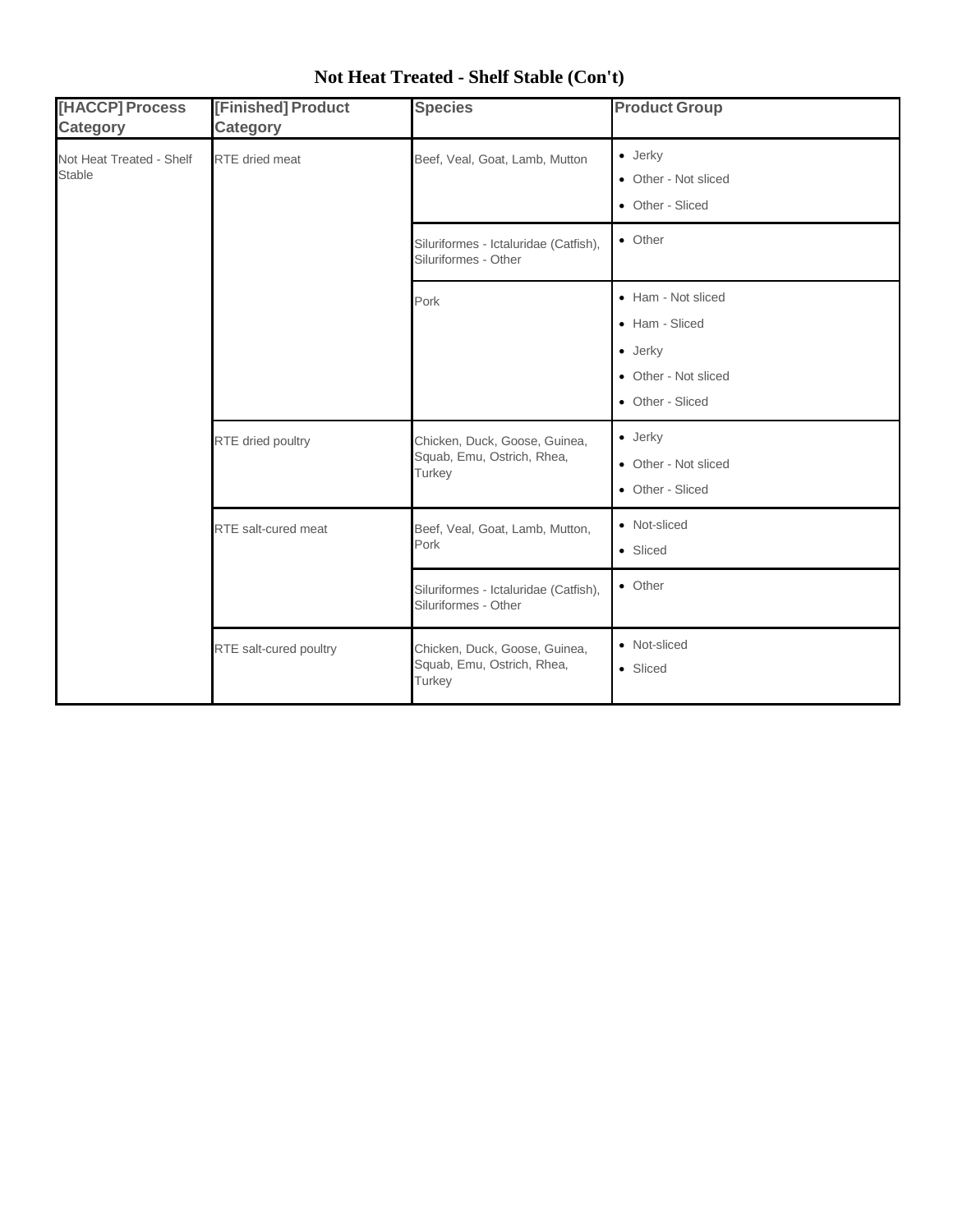# Not Heat Treated - Shelf Stable (Con't)

| [HACCP] Process Category | [Finished] Product Category | Species | Product Group |
|---|---|---|---|
| Not Heat Treated - Shelf Stable | RTE dried meat | Beef, Veal, Goat, Lamb, Mutton | • Jerky<br>• Other - Not sliced<br>• Other - Sliced |
| | | Siluriformes - Ictaluridae (Catfish), Siluriformes - Other | • Other |
| | | Pork | • Ham - Not sliced<br>• Ham - Sliced<br>• Jerky<br>• Other - Not sliced<br>• Other - Sliced |
| | RTE dried poultry | Chicken, Duck, Goose, Guinea, Squab, Emu, Ostrich, Rhea, Turkey | • Jerky<br>• Other - Not sliced<br>• Other - Sliced |
| | RTE salt-cured meat | Beef, Veal, Goat, Lamb, Mutton, Pork | • Not-sliced<br>• Sliced |
| | | Siluriformes - Ictaluridae (Catfish), Siluriformes - Other | • Other |
| | RTE salt-cured poultry | Chicken, Duck, Goose, Guinea, Squab, Emu, Ostrich, Rhea, Turkey | • Not-sliced<br>• Sliced |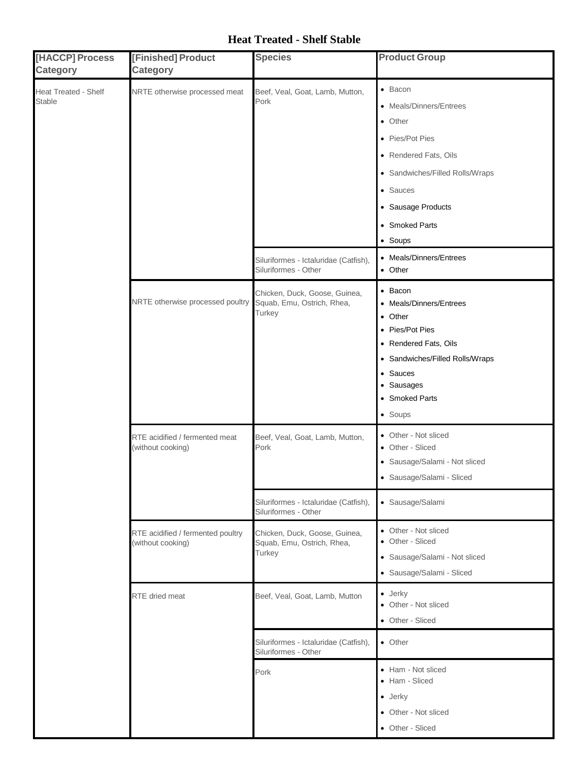# Heat Treated - Shelf Stable

| [HACCP] Process Category | [Finished] Product Category | Species | Product Group |
|---|---|---|---|
| Heat Treated - Shelf Stable | NRTE otherwise processed meat | Beef, Veal, Goat, Lamb, Mutton, Pork | • Bacon<br>• Meals/Dinners/Entrees<br>• Other<br>• Pies/Pot Pies<br>• Rendered Fats, Oils<br>• Sandwiches/Filled Rolls/Wraps<br>• Sauces<br>• Sausage Products<br>• Smoked Parts<br>• Soups |
| | | Siluriformes - Ictaluridae (Catfish), Siluriformes - Other | • Meals/Dinners/Entrees<br>• Other |
| | NRTE otherwise processed poultry | Chicken, Duck, Goose, Guinea, Squab, Emu, Ostrich, Rhea, Turkey | • Bacon<br>• Meals/Dinners/Entrees<br>• Other<br>• Pies/Pot Pies<br>• Rendered Fats, Oils<br>• Sandwiches/Filled Rolls/Wraps<br>• Sauces<br>• Sausages<br>• Smoked Parts<br>• Soups |
| | RTE acidified / fermented meat (without cooking) | Beef, Veal, Goat, Lamb, Mutton, Pork | • Other - Not sliced<br>• Other - Sliced<br>• Sausage/Salami - Not sliced<br>• Sausage/Salami - Sliced |
| | | Siluriformes - Ictaluridae (Catfish), Siluriformes - Other | • Sausage/Salami |
| | RTE acidified / fermented poultry (without cooking) | Chicken, Duck, Goose, Guinea, Squab, Emu, Ostrich, Rhea, Turkey | • Other - Not sliced<br>• Other - Sliced<br>• Sausage/Salami - Not sliced<br>• Sausage/Salami - Sliced |
| | RTE dried meat | Beef, Veal, Goat, Lamb, Mutton | • Jerky<br>• Other - Not sliced<br>• Other - Sliced |
| | | Siluriformes - Ictaluridae (Catfish), Siluriformes - Other | • Other |
| | | Pork | • Ham - Not sliced<br>• Ham - Sliced<br>• Jerky<br>• Other - Not sliced<br>• Other - Sliced |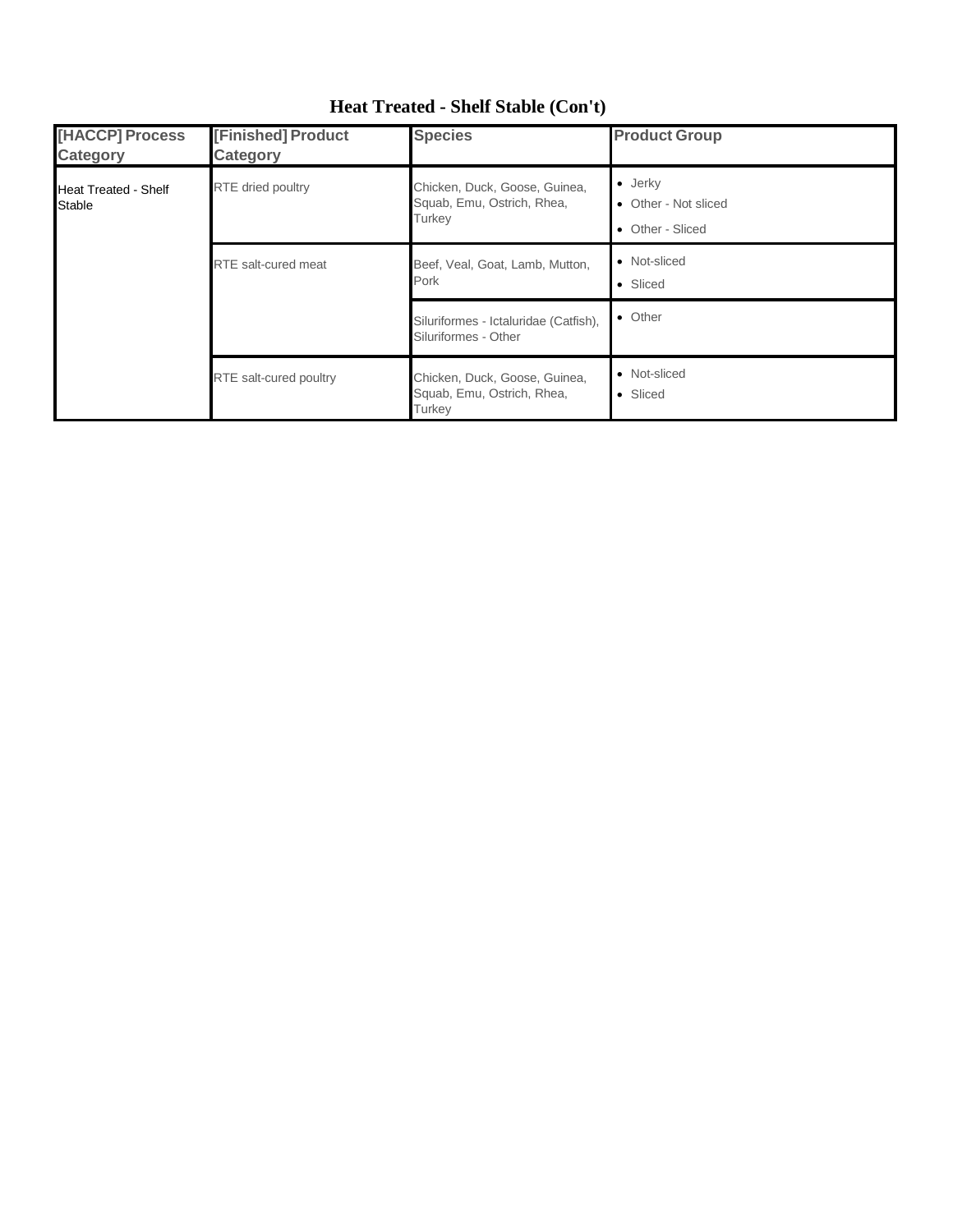## Heat Treated - Shelf Stable (Con't)

| [HACCP] Process Category | [Finished] Product Category | Species | Product Group |
|---|---|---|---|
| Heat Treated - Shelf Stable | RTE dried poultry | Chicken, Duck, Goose, Guinea, Squab, Emu, Ostrich, Rhea, Turkey | • Jerky<br>• Other - Not sliced<br>• Other - Sliced |
| | RTE salt-cured meat | Beef, Veal, Goat, Lamb, Mutton, Pork | • Not-sliced<br>• Sliced |
| | | Siluriformes - Ictaluridae (Catfish), Siluriformes - Other | • Other |
| | RTE salt-cured poultry | Chicken, Duck, Goose, Guinea, Squab, Emu, Ostrich, Rhea, Turkey | • Not-sliced<br>• Sliced |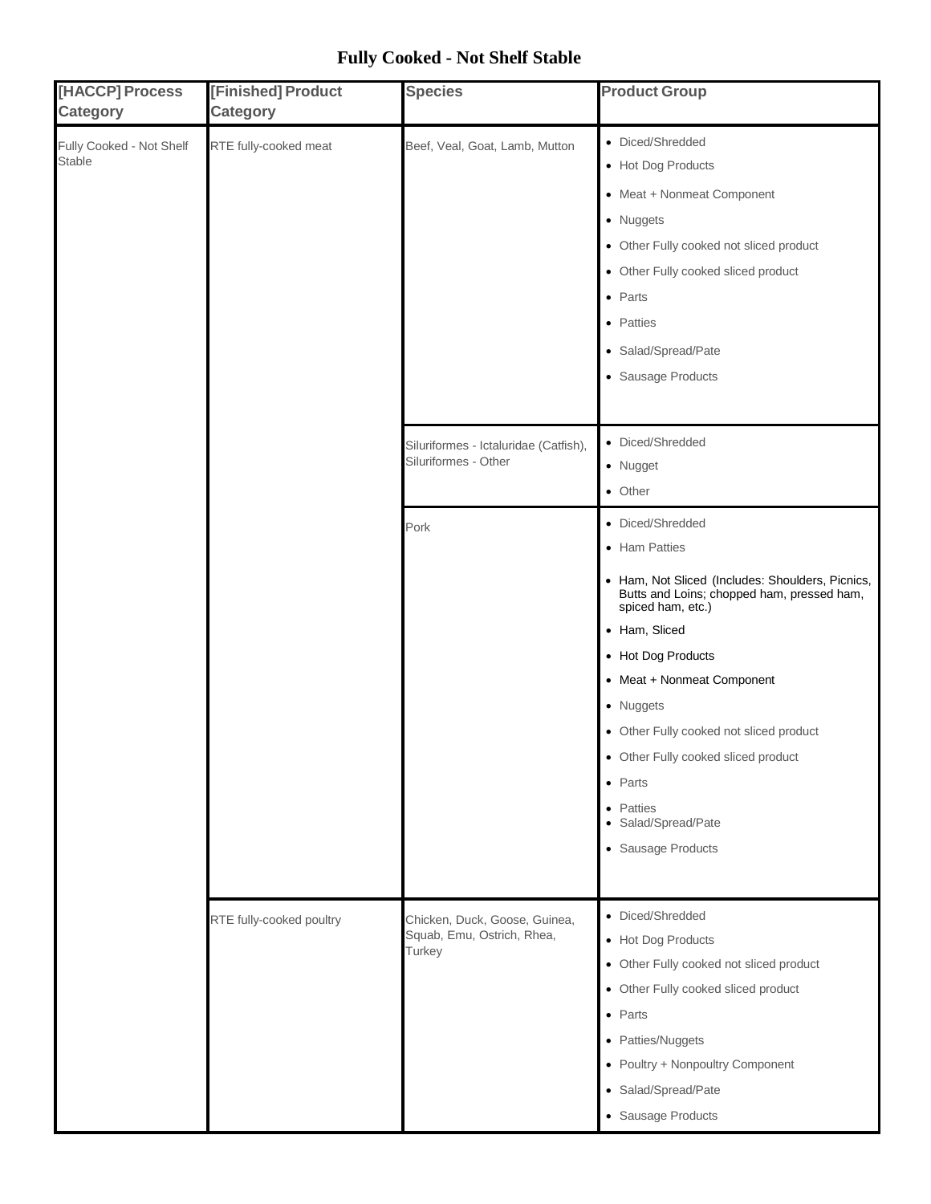# Fully Cooked - Not Shelf Stable

| [HACCP] Process Category | [Finished] Product Category | Species | Product Group |
|---|---|---|---|
| Fully Cooked - Not Shelf Stable | RTE fully-cooked meat | Beef, Veal, Goat, Lamb, Mutton | • Diced/Shredded<br>• Hot Dog Products<br>• Meat + Nonmeat Component<br>• Nuggets<br>• Other Fully cooked not sliced product<br>• Other Fully cooked sliced product<br>• Parts<br>• Patties<br>• Salad/Spread/Pate<br>• Sausage Products |
| | | Siluriformes - Ictaluridae (Catfish), Siluriformes - Other | • Diced/Shredded<br>• Nugget<br>• Other |
| | | Pork | • Diced/Shredded<br>• Ham Patties<br>• Ham, Not Sliced (Includes: Shoulders, Picnics, Butts and Loins; chopped ham, pressed ham, spiced ham, etc.)<br>• Ham, Sliced<br>• Hot Dog Products<br>• Meat + Nonmeat Component<br>• Nuggets<br>• Other Fully cooked not sliced product<br>• Other Fully cooked sliced product<br>• Parts<br>• Patties<br>• Salad/Spread/Pate<br>• Sausage Products |
| | RTE fully-cooked poultry | Chicken, Duck, Goose, Guinea, Squab, Emu, Ostrich, Rhea, Turkey | • Diced/Shredded<br>• Hot Dog Products<br>• Other Fully cooked not sliced product<br>• Other Fully cooked sliced product<br>• Parts<br>• Patties/Nuggets<br>• Poultry + Nonpoultry Component<br>• Salad/Spread/Pate<br>• Sausage Products |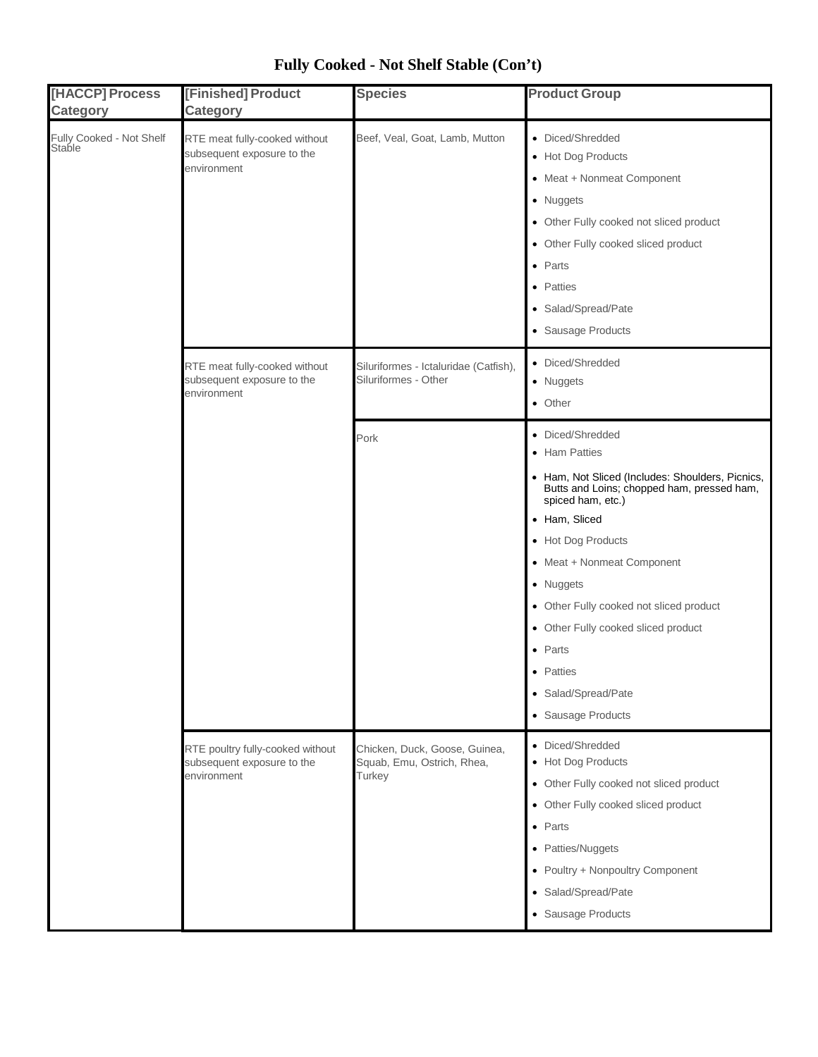# Fully Cooked - Not Shelf Stable (Con't)

| [HACCP] Process Category | [Finished] Product Category | Species | Product Group |
| --- | --- | --- | --- |
| Fully Cooked - Not Shelf Stable | RTE meat fully-cooked without subsequent exposure to the environment | Beef, Veal, Goat, Lamb, Mutton | • Diced/Shredded<br>• Hot Dog Products<br>• Meat + Nonmeat Component<br>• Nuggets<br>• Other Fully cooked not sliced product<br>• Other Fully cooked sliced product<br>• Parts<br>• Patties<br>• Salad/Spread/Pate<br>• Sausage Products |
| | RTE meat fully-cooked without subsequent exposure to the environment | Siluriformes - Ictaluridae (Catfish), Siluriformes - Other | • Diced/Shredded<br>• Nuggets<br>• Other |
| | | Pork | • Diced/Shredded<br>• Ham Patties<br>• Ham, Not Sliced (Includes: Shoulders, Picnics, Butts and Loins; chopped ham, pressed ham, spiced ham, etc.)<br>• Ham, Sliced<br>• Hot Dog Products<br>• Meat + Nonmeat Component<br>• Nuggets<br>• Other Fully cooked not sliced product<br>• Other Fully cooked sliced product<br>• Parts<br>• Patties<br>• Salad/Spread/Pate<br>• Sausage Products |
| | RTE poultry fully-cooked without subsequent exposure to the environment | Chicken, Duck, Goose, Guinea, Squab, Emu, Ostrich, Rhea, Turkey | • Diced/Shredded<br>• Hot Dog Products<br>• Other Fully cooked not sliced product<br>• Other Fully cooked sliced product<br>• Parts<br>• Patties/Nuggets<br>• Poultry + Nonpoultry Component<br>• Salad/Spread/Pate<br>• Sausage Products |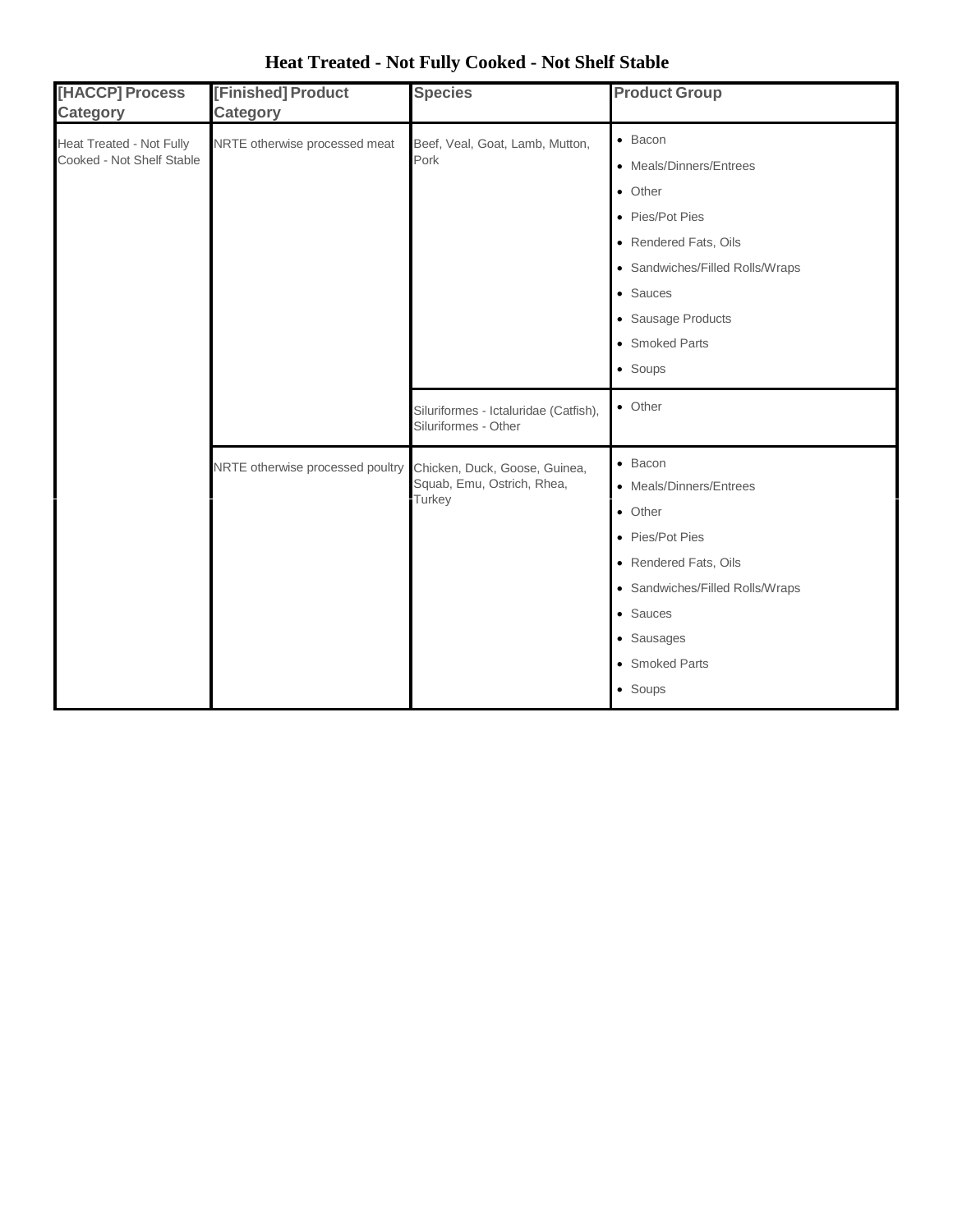# Heat Treated - Not Fully Cooked - Not Shelf Stable

| [HACCP] Process Category | [Finished] Product Category | Species | Product Group |
|---|---|---|---|
| Heat Treated - Not Fully Cooked - Not Shelf Stable | NRTE otherwise processed meat | Beef, Veal, Goat, Lamb, Mutton, Pork | • Bacon<br>• Meals/Dinners/Entrees<br>• Other<br>• Pies/Pot Pies<br>• Rendered Fats, Oils<br>• Sandwiches/Filled Rolls/Wraps<br>• Sauces<br>• Sausage Products<br>• Smoked Parts<br>• Soups |
| | | Siluriformes - Ictaluridae (Catfish), Siluriformes - Other | • Other |
| | NRTE otherwise processed poultry | Chicken, Duck, Goose, Guinea, Squab, Emu, Ostrich, Rhea, Turkey | • Bacon<br>• Meals/Dinners/Entrees<br>• Other<br>• Pies/Pot Pies<br>• Rendered Fats, Oils<br>• Sandwiches/Filled Rolls/Wraps<br>• Sauces<br>• Sausages<br>• Smoked Parts<br>• Soups |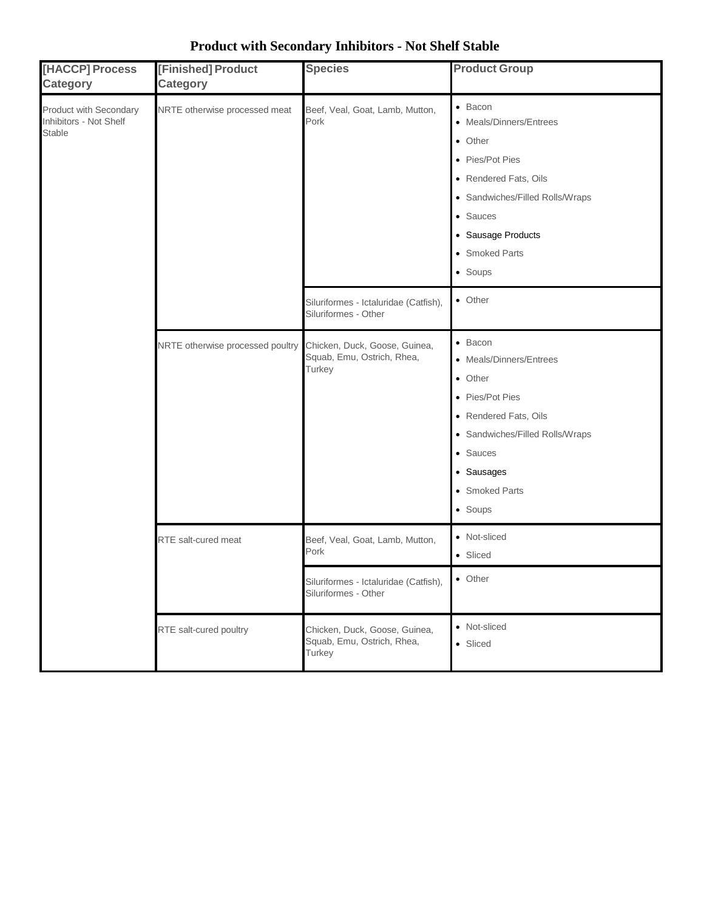# Product with Secondary Inhibitors - Not Shelf Stable

| [HACCP] Process Category | [Finished] Product Category | Species | Product Group |
|---|---|---|---|
| Product with Secondary Inhibitors - Not Shelf Stable | NRTE otherwise processed meat | Beef, Veal, Goat, Lamb, Mutton, Pork | • Bacon<br>• Meals/Dinners/Entrees<br>• Other<br>• Pies/Pot Pies<br>• Rendered Fats, Oils<br>• Sandwiches/Filled Rolls/Wraps<br>• Sauces<br>• Sausage Products<br>• Smoked Parts<br>• Soups |
| | | Siluriformes - Ictaluridae (Catfish), Siluriformes - Other | • Other |
| | NRTE otherwise processed poultry | Chicken, Duck, Goose, Guinea, Squab, Emu, Ostrich, Rhea, Turkey | • Bacon<br>• Meals/Dinners/Entrees<br>• Other<br>• Pies/Pot Pies<br>• Rendered Fats, Oils<br>• Sandwiches/Filled Rolls/Wraps<br>• Sauces<br>• Sausages<br>• Smoked Parts<br>• Soups |
| | RTE salt-cured meat | Beef, Veal, Goat, Lamb, Mutton, Pork | • Not-sliced<br>• Sliced |
| | | Siluriformes - Ictaluridae (Catfish), Siluriformes - Other | • Other |
| | RTE salt-cured poultry | Chicken, Duck, Goose, Guinea, Squab, Emu, Ostrich, Rhea, Turkey | • Not-sliced<br>• Sliced |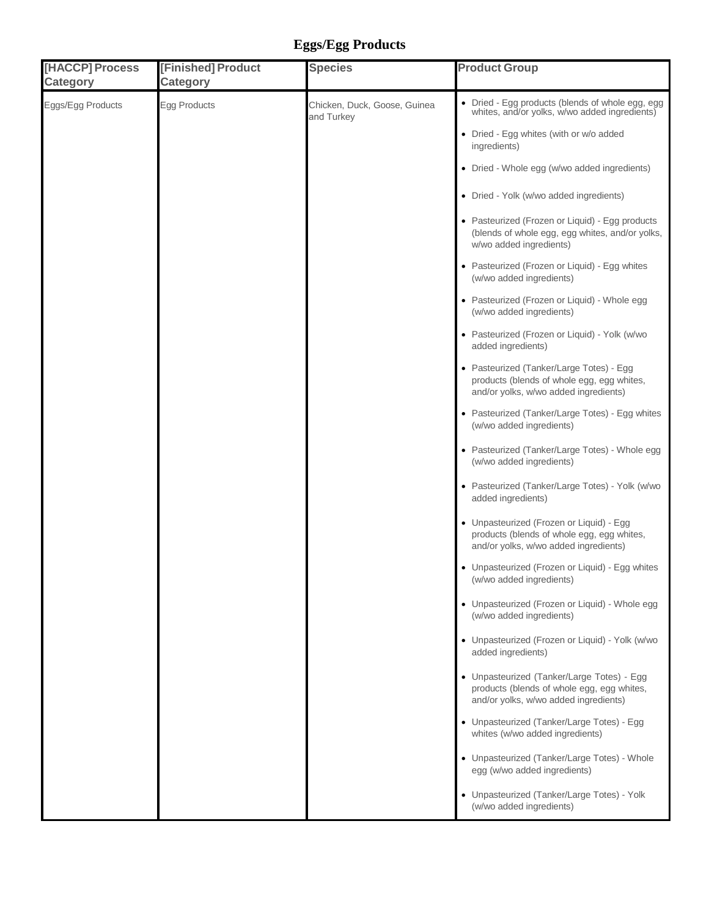# Eggs/Egg Products

| [HACCP] Process Category | [Finished] Product Category | Species | Product Group |
|---|---|---|---|
| Eggs/Egg Products | Egg Products | Chicken, Duck, Goose, Guinea and Turkey | • Dried - Egg products (blends of whole egg, egg whites, and/or yolks, w/wo added ingredients)<br>• Dried - Egg whites (with or w/o added ingredients)<br>• Dried - Whole egg (w/wo added ingredients)<br>• Dried - Yolk (w/wo added ingredients)<br>• Pasteurized (Frozen or Liquid) - Egg products (blends of whole egg, egg whites, and/or yolks, w/wo added ingredients)<br>• Pasteurized (Frozen or Liquid) - Egg whites (w/wo added ingredients)<br>• Pasteurized (Frozen or Liquid) - Whole egg (w/wo added ingredients)<br>• Pasteurized (Frozen or Liquid) - Yolk (w/wo added ingredients)<br>• Pasteurized (Tanker/Large Totes) - Egg products (blends of whole egg, egg whites, and/or yolks, w/wo added ingredients)<br>• Pasteurized (Tanker/Large Totes) - Egg whites (w/wo added ingredients)<br>• Pasteurized (Tanker/Large Totes) - Whole egg (w/wo added ingredients)<br>• Pasteurized (Tanker/Large Totes) - Yolk (w/wo added ingredients)<br>• Unpasteurized (Frozen or Liquid) - Egg products (blends of whole egg, egg whites, and/or yolks, w/wo added ingredients)<br>• Unpasteurized (Frozen or Liquid) - Egg whites (w/wo added ingredients)<br>• Unpasteurized (Frozen or Liquid) - Whole egg (w/wo added ingredients)<br>• Unpasteurized (Frozen or Liquid) - Yolk (w/wo added ingredients)<br>• Unpasteurized (Tanker/Large Totes) - Egg products (blends of whole egg, egg whites, and/or yolks, w/wo added ingredients)<br>• Unpasteurized (Tanker/Large Totes) - Egg whites (w/wo added ingredients)<br>• Unpasteurized (Tanker/Large Totes) - Whole egg (w/wo added ingredients)<br>• Unpasteurized (Tanker/Large Totes) - Yolk (w/wo added ingredients) |